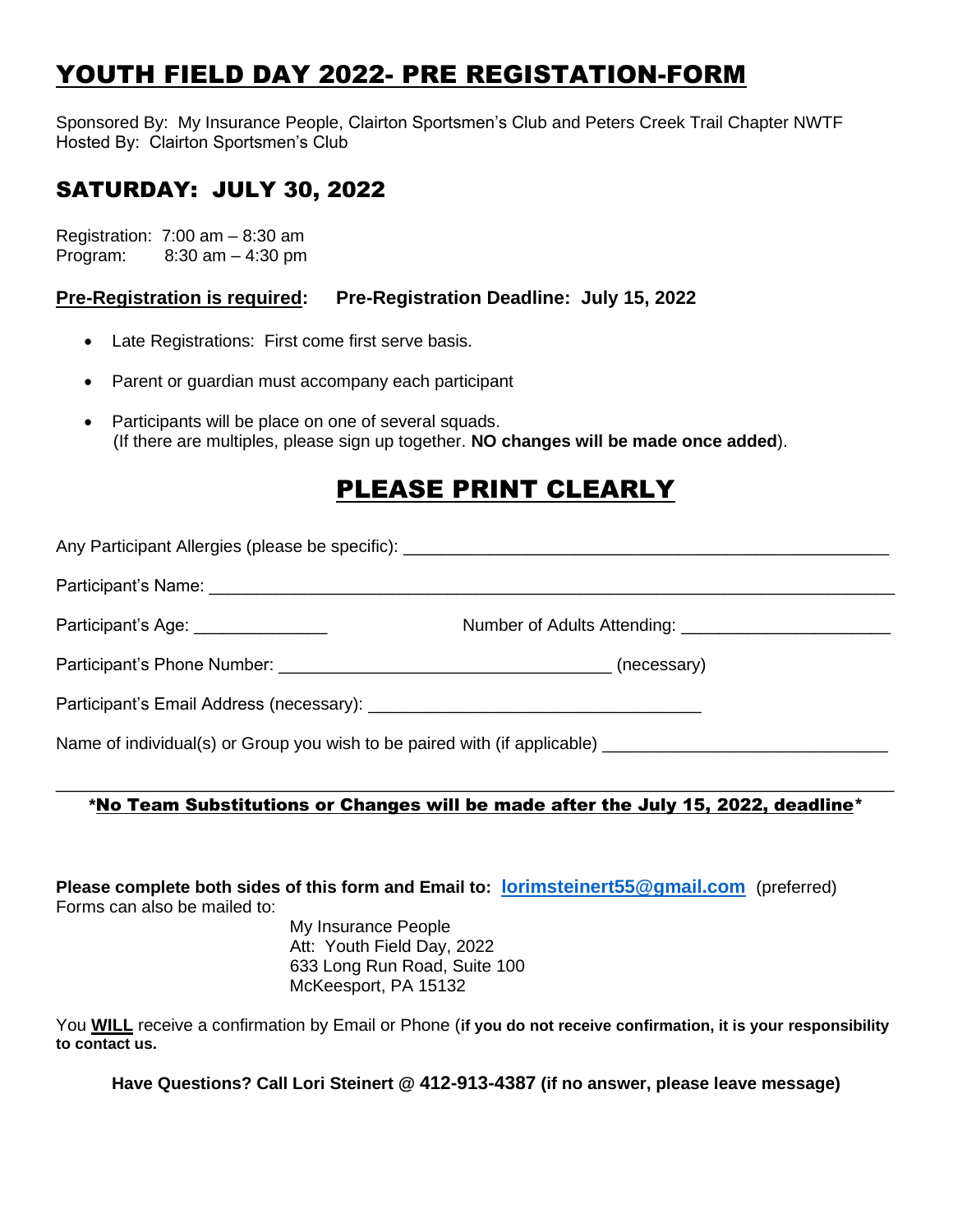# YOUTH FIELD DAY 2022- PRE REGISTATION-FORM

Sponsored By: My Insurance People, Clairton Sportsmen's Club and Peters Creek Trail Chapter NWTF
Hosted By: Clairton Sportsmen's Club

## SATURDAY: JULY 30, 2022

Registration: 7:00 am – 8:30 am
Program: 8:30 am – 4:30 pm

**Pre-Registration is required: Pre-Registration Deadline: July 15, 2022**

- Late Registrations: First come first serve basis.
- Parent or guardian must accompany each participant
- Participants will be place on one of several squads.
  (If there are multiples, please sign up together. **NO changes will be made once added**).

## PLEASE PRINT CLEARLY

Any Participant Allergies (please be specific): ___________________________________________________

Participant's Name: ______________________________________________________________________

Participant's Age: ______________ Number of Adults Attending: ______________________

Participant's Phone Number: ___________________________________ (necessary)

Participant's Email Address (necessary): ___________________________________

Name of individual(s) or Group you wish to be paired with (if applicable) _____________________________

______________________________________________________________________________________

**\*No Team Substitutions or Changes will be made after the July 15, 2022, deadline\***

**Please complete both sides of this form and Email to: lorimsteinert55@gmail.com** (preferred)
Forms can also be mailed to:

My Insurance People
Att: Youth Field Day, 2022
633 Long Run Road, Suite 100
McKeesport, PA 15132

You **WILL** receive a confirmation by Email or Phone (**if you do not receive confirmation, it is your responsibility to contact us.**

**Have Questions? Call Lori Steinert @ 412-913-4387 (if no answer, please leave message)**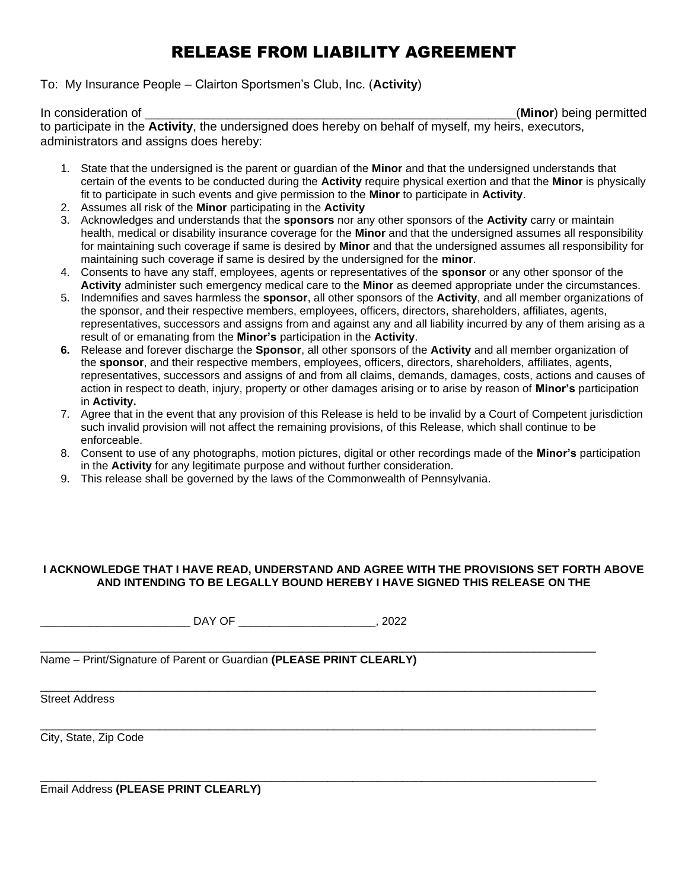# RELEASE FROM LIABILITY AGREEMENT

To: My Insurance People – Clairton Sportsmen's Club, Inc. (**Activity**)

In consideration of _______________________________________________________(**Minor**) being permitted to participate in the **Activity**, the undersigned does hereby on behalf of myself, my heirs, executors, administrators and assigns does hereby:

1. State that the undersigned is the parent or guardian of the **Minor** and that the undersigned understands that certain of the events to be conducted during the **Activity** require physical exertion and that the **Minor** is physically fit to participate in such events and give permission to the **Minor** to participate in **Activity**.
2. Assumes all risk of the **Minor** participating in the **Activity**
3. Acknowledges and understands that the **sponsors** nor any other sponsors of the **Activity** carry or maintain health, medical or disability insurance coverage for the **Minor** and that the undersigned assumes all responsibility for maintaining such coverage if same is desired by **Minor** and that the undersigned assumes all responsibility for maintaining such coverage if same is desired by the undersigned for the **minor**.
4. Consents to have any staff, employees, agents or representatives of the **sponsor** or any other sponsor of the **Activity** administer such emergency medical care to the **Minor** as deemed appropriate under the circumstances.
5. Indemnifies and saves harmless the **sponsor**, all other sponsors of the **Activity**, and all member organizations of the sponsor, and their respective members, employees, officers, directors, shareholders, affiliates, agents, representatives, successors and assigns from and against any and all liability incurred by any of them arising as a result of or emanating from the **Minor's** participation in the **Activity**.
6. Release and forever discharge the **Sponsor**, all other sponsors of the **Activity** and all member organization of the **sponsor**, and their respective members, employees, officers, directors, shareholders, affiliates, agents, representatives, successors and assigns of and from all claims, demands, damages, costs, actions and causes of action in respect to death, injury, property or other damages arising or to arise by reason of **Minor's** participation in **Activity.**
7. Agree that in the event that any provision of this Release is held to be invalid by a Court of Competent jurisdiction such invalid provision will not affect the remaining provisions, of this Release, which shall continue to be enforceable.
8. Consent to use of any photographs, motion pictures, digital or other recordings made of the **Minor's** participation in the **Activity** for any legitimate purpose and without further consideration.
9. This release shall be governed by the laws of the Commonwealth of Pennsylvania.

**I ACKNOWLEDGE THAT I HAVE READ, UNDERSTAND AND AGREE WITH THE PROVISIONS SET FORTH ABOVE AND INTENDING TO BE LEGALLY BOUND HEREBY I HAVE SIGNED THIS RELEASE ON THE**

_______________________ DAY OF _____________________, 2022

_____________________________________________________________________________________
Name – Print/Signature of Parent or Guardian **(PLEASE PRINT CLEARLY)**

_____________________________________________________________________________________
Street Address

_____________________________________________________________________________________
City, State, Zip Code

_____________________________________________________________________________________
Email Address **(PLEASE PRINT CLEARLY)**